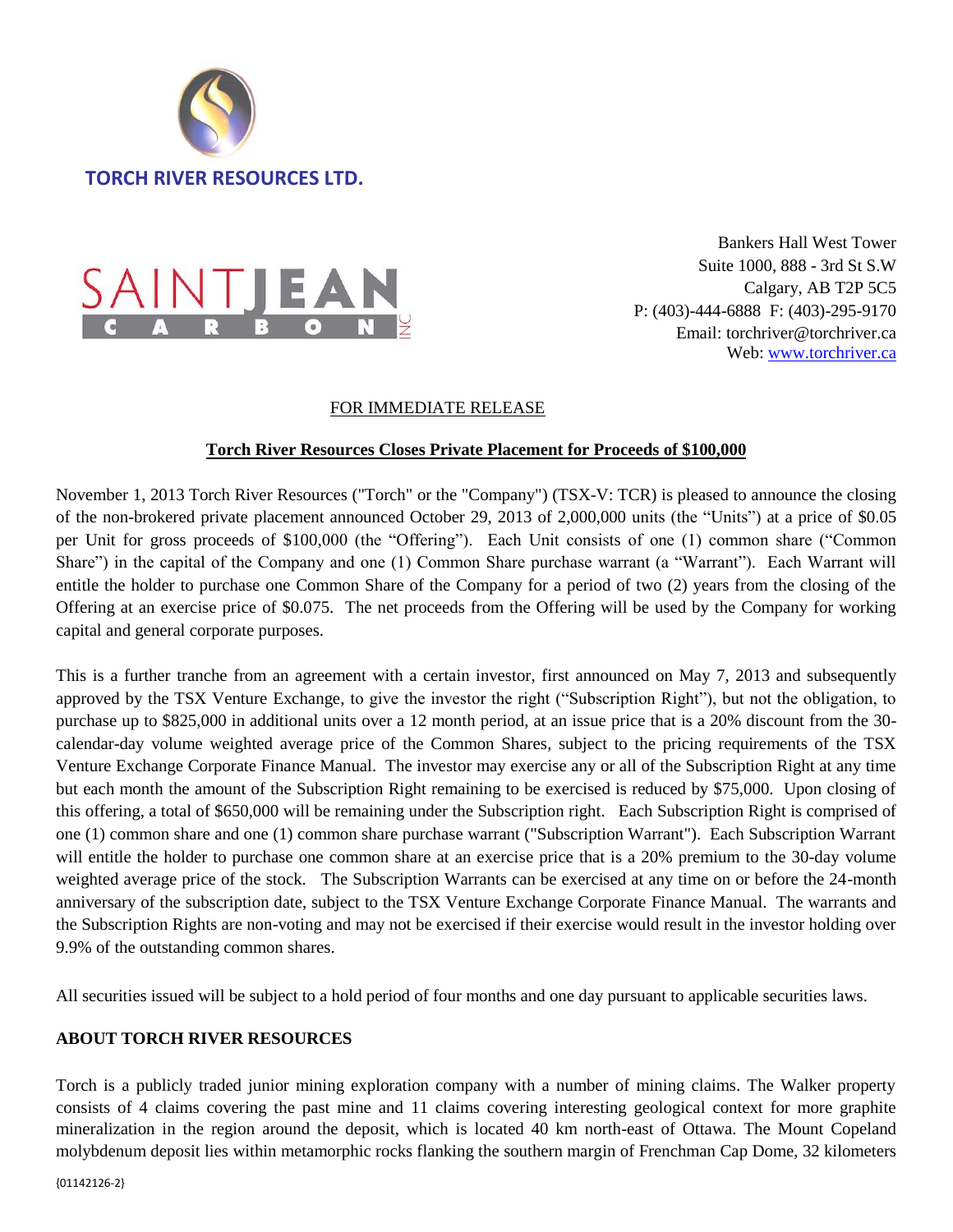**TORCH RIVER RESOURCES LTD.**

SAINT JEAN CARBON INC

Bankers Hall West Tower
Suite 1000, 888 - 3rd St S.W
Calgary, AB T2P 5C5
P: (403)-444-6888 F: (403)-295-9170
Email: torchriver@torchriver.ca
Web: www.torchriver.ca

FOR IMMEDIATE RELEASE

**Torch River Resources Closes Private Placement for Proceeds of $100,000**

November 1, 2013 Torch River Resources ("Torch" or the "Company") (TSX-V: TCR) is pleased to announce the closing of the non-brokered private placement announced October 29, 2013 of 2,000,000 units (the "Units") at a price of $0.05 per Unit for gross proceeds of $100,000 (the "Offering"). Each Unit consists of one (1) common share ("Common Share") in the capital of the Company and one (1) Common Share purchase warrant (a "Warrant"). Each Warrant will entitle the holder to purchase one Common Share of the Company for a period of two (2) years from the closing of the Offering at an exercise price of $0.075. The net proceeds from the Offering will be used by the Company for working capital and general corporate purposes.

This is a further tranche from an agreement with a certain investor, first announced on May 7, 2013 and subsequently approved by the TSX Venture Exchange, to give the investor the right ("Subscription Right"), but not the obligation, to purchase up to $825,000 in additional units over a 12 month period, at an issue price that is a 20% discount from the 30-calendar-day volume weighted average price of the Common Shares, subject to the pricing requirements of the TSX Venture Exchange Corporate Finance Manual. The investor may exercise any or all of the Subscription Right at any time but each month the amount of the Subscription Right remaining to be exercised is reduced by $75,000. Upon closing of this offering, a total of $650,000 will be remaining under the Subscription right. Each Subscription Right is comprised of one (1) common share and one (1) common share purchase warrant ("Subscription Warrant"). Each Subscription Warrant will entitle the holder to purchase one common share at an exercise price that is a 20% premium to the 30-day volume weighted average price of the stock. The Subscription Warrants can be exercised at any time on or before the 24-month anniversary of the subscription date, subject to the TSX Venture Exchange Corporate Finance Manual. The warrants and the Subscription Rights are non-voting and may not be exercised if their exercise would result in the investor holding over 9.9% of the outstanding common shares.

All securities issued will be subject to a hold period of four months and one day pursuant to applicable securities laws.

**ABOUT TORCH RIVER RESOURCES**

Torch is a publicly traded junior mining exploration company with a number of mining claims. The Walker property consists of 4 claims covering the past mine and 11 claims covering interesting geological context for more graphite mineralization in the region around the deposit, which is located 40 km north-east of Ottawa. The Mount Copeland molybdenum deposit lies within metamorphic rocks flanking the southern margin of Frenchman Cap Dome, 32 kilometers

{01142126-2}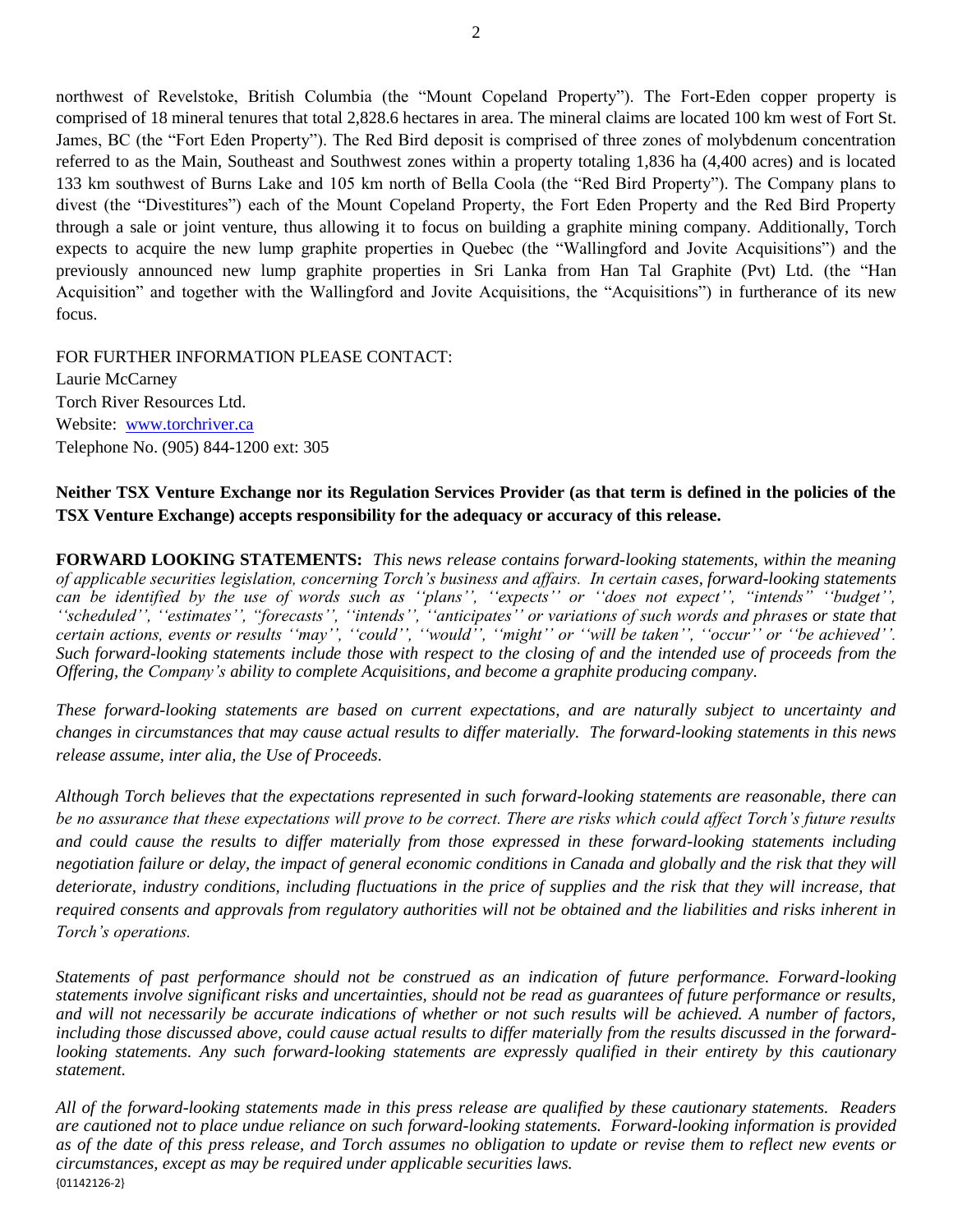northwest of Revelstoke, British Columbia (the "Mount Copeland Property"). The Fort-Eden copper property is comprised of 18 mineral tenures that total 2,828.6 hectares in area. The mineral claims are located 100 km west of Fort St. James, BC (the "Fort Eden Property"). The Red Bird deposit is comprised of three zones of molybdenum concentration referred to as the Main, Southeast and Southwest zones within a property totaling 1,836 ha (4,400 acres) and is located 133 km southwest of Burns Lake and 105 km north of Bella Coola (the "Red Bird Property"). The Company plans to divest (the "Divestitures") each of the Mount Copeland Property, the Fort Eden Property and the Red Bird Property through a sale or joint venture, thus allowing it to focus on building a graphite mining company. Additionally, Torch expects to acquire the new lump graphite properties in Quebec (the "Wallingford and Jovite Acquisitions") and the previously announced new lump graphite properties in Sri Lanka from Han Tal Graphite (Pvt) Ltd. (the "Han Acquisition" and together with the Wallingford and Jovite Acquisitions, the "Acquisitions") in furtherance of its new focus.

FOR FURTHER INFORMATION PLEASE CONTACT:
Laurie McCarney
Torch River Resources Ltd.
Website: [www.torchriver.ca](http://www.torchriver.ca)
Telephone No. (905) 844-1200 ext: 305

**Neither TSX Venture Exchange nor its Regulation Services Provider (as that term is defined in the policies of the TSX Venture Exchange) accepts responsibility for the adequacy or accuracy of this release.**

**FORWARD LOOKING STATEMENTS:** *This news release contains forward-looking statements, within the meaning of applicable securities legislation, concerning Torch's business and affairs. In certain cases, forward-looking statements can be identified by the use of words such as ''plans'', ''expects'' or ''does not expect'', "intends" ''budget'', ''scheduled'', ''estimates'', "forecasts'', ''intends'', ''anticipates'' or variations of such words and phrases or state that certain actions, events or results ''may'', ''could'', ''would'', ''might'' or ''will be taken'', ''occur'' or ''be achieved''. Such forward-looking statements include those with respect to the closing of and the intended use of proceeds from the Offering, the Company's ability to complete Acquisitions, and become a graphite producing company.*

*These forward-looking statements are based on current expectations, and are naturally subject to uncertainty and changes in circumstances that may cause actual results to differ materially. The forward-looking statements in this news release assume, inter alia, the Use of Proceeds.*

*Although Torch believes that the expectations represented in such forward-looking statements are reasonable, there can be no assurance that these expectations will prove to be correct. There are risks which could affect Torch's future results and could cause the results to differ materially from those expressed in these forward-looking statements including negotiation failure or delay, the impact of general economic conditions in Canada and globally and the risk that they will deteriorate, industry conditions, including fluctuations in the price of supplies and the risk that they will increase, that required consents and approvals from regulatory authorities will not be obtained and the liabilities and risks inherent in Torch's operations.*

*Statements of past performance should not be construed as an indication of future performance. Forward-looking statements involve significant risks and uncertainties, should not be read as guarantees of future performance or results, and will not necessarily be accurate indications of whether or not such results will be achieved. A number of factors, including those discussed above, could cause actual results to differ materially from the results discussed in the forward-looking statements. Any such forward-looking statements are expressly qualified in their entirety by this cautionary statement.*

*All of the forward-looking statements made in this press release are qualified by these cautionary statements. Readers are cautioned not to place undue reliance on such forward-looking statements. Forward-looking information is provided as of the date of this press release, and Torch assumes no obligation to update or revise them to reflect new events or circumstances, except as may be required under applicable securities laws.*